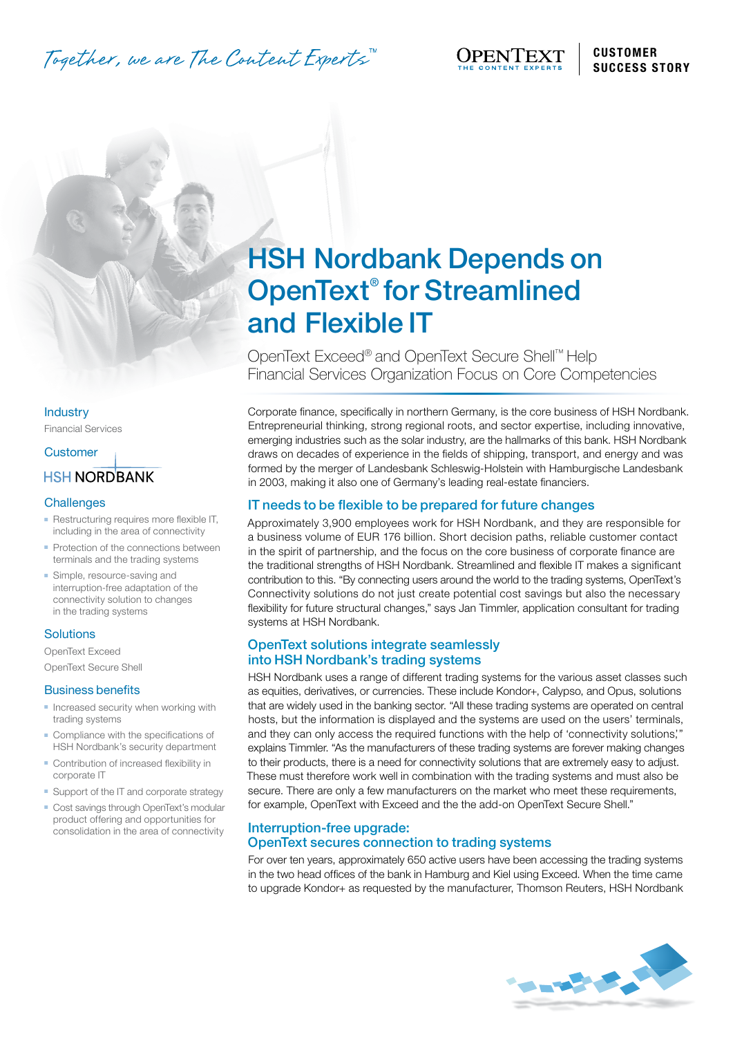Together, we are The Content Experts™

OPENTEXT THE CONTENT EXPERTS | CUSTOMER SUCCESS STORY

# HSH Nordbank Depends on OpenText® for Streamlined and Flexible IT

OpenText Exceed® and OpenText Secure Shell™ Help Financial Services Organization Focus on Core Competencies

### Industry

Financial Services

### Customer

HSH NORDBANK

### Challenges

- Restructuring requires more flexible IT, including in the area of connectivity
- Protection of the connections between terminals and the trading systems
- Simple, resource-saving and interruption-free adaptation of the connectivity solution to changes in the trading systems

### Solutions

OpenText Exceed

OpenText Secure Shell

### Business benefits

- Increased security when working with trading systems
- Compliance with the specifications of HSH Nordbank's security department
- Contribution of increased flexibility in corporate IT
- Support of the IT and corporate strategy
- Cost savings through OpenText's modular product offering and opportunities for consolidation in the area of connectivity

Corporate finance, specifically in northern Germany, is the core business of HSH Nordbank. Entrepreneurial thinking, strong regional roots, and sector expertise, including innovative, emerging industries such as the solar industry, are the hallmarks of this bank. HSH Nordbank draws on decades of experience in the fields of shipping, transport, and energy and was formed by the merger of Landesbank Schleswig-Holstein with Hamburgische Landesbank in 2003, making it also one of Germany's leading real-estate financiers.

## IT needs to be flexible to be prepared for future changes

Approximately 3,900 employees work for HSH Nordbank, and they are responsible for a business volume of EUR 176 billion. Short decision paths, reliable customer contact in the spirit of partnership, and the focus on the core business of corporate finance are the traditional strengths of HSH Nordbank. Streamlined and flexible IT makes a significant contribution to this. "By connecting users around the world to the trading systems, OpenText's Connectivity solutions do not just create potential cost savings but also the necessary flexibility for future structural changes," says Jan Timmler, application consultant for trading systems at HSH Nordbank.

## OpenText solutions integrate seamlessly into HSH Nordbank's trading systems

HSH Nordbank uses a range of different trading systems for the various asset classes such as equities, derivatives, or currencies. These include Kondor+, Calypso, and Opus, solutions that are widely used in the banking sector. "All these trading systems are operated on central hosts, but the information is displayed and the systems are used on the users' terminals, and they can only access the required functions with the help of 'connectivity solutions'," explains Timmler. "As the manufacturers of these trading systems are forever making changes to their products, there is a need for connectivity solutions that are extremely easy to adjust. These must therefore work well in combination with the trading systems and must also be secure. There are only a few manufacturers on the market who meet these requirements, for example, OpenText with Exceed and the the add-on OpenText Secure Shell."

## Interruption-free upgrade: OpenText secures connection to trading systems

For over ten years, approximately 650 active users have been accessing the trading systems in the two head offices of the bank in Hamburg and Kiel using Exceed. When the time came to upgrade Kondor+ as requested by the manufacturer, Thomson Reuters, HSH Nordbank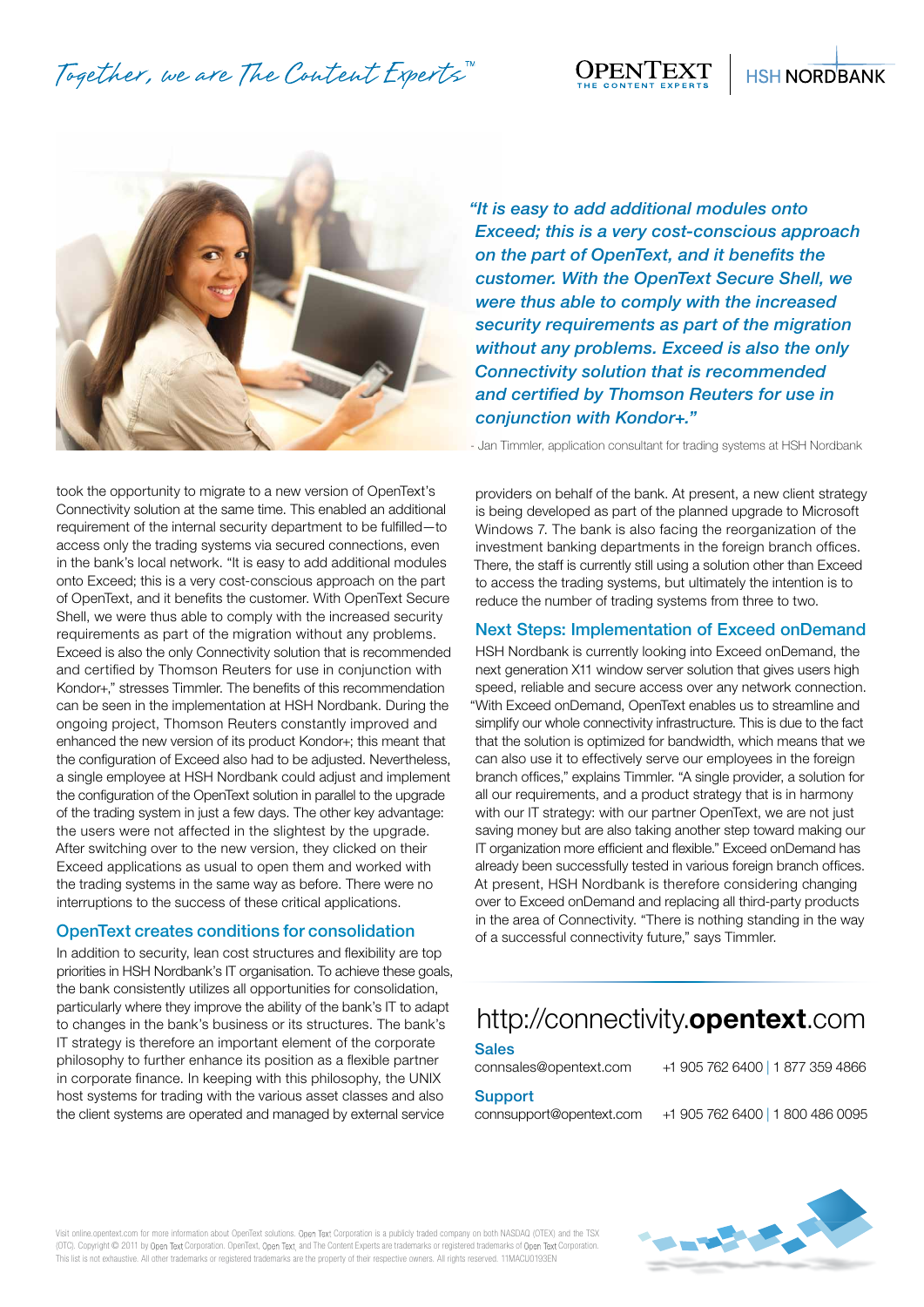Together, we are The Content Experts™

> *"It is easy to add additional modules onto Exceed; this is a very cost-conscious approach on the part of OpenText, and it benefits the customer. With the OpenText Secure Shell, we were thus able to comply with the increased security requirements as part of the migration without any problems. Exceed is also the only Connectivity solution that is recommended and certified by Thomson Reuters for use in conjunction with Kondor+."*
>
> \- Jan Timmler, application consultant for trading systems at HSH Nordbank

took the opportunity to migrate to a new version of OpenText's Connectivity solution at the same time. This enabled an additional requirement of the internal security department to be fulfilled—to access only the trading systems via secured connections, even in the bank's local network. "It is easy to add additional modules onto Exceed; this is a very cost-conscious approach on the part of OpenText, and it benefits the customer. With OpenText Secure Shell, we were thus able to comply with the increased security requirements as part of the migration without any problems. Exceed is also the only Connectivity solution that is recommended and certified by Thomson Reuters for use in conjunction with Kondor+," stresses Timmler. The benefits of this recommendation can be seen in the implementation at HSH Nordbank. During the ongoing project, Thomson Reuters constantly improved and enhanced the new version of its product Kondor+; this meant that the configuration of Exceed also had to be adjusted. Nevertheless, a single employee at HSH Nordbank could adjust and implement the configuration of the OpenText solution in parallel to the upgrade of the trading system in just a few days. The other key advantage: the users were not affected in the slightest by the upgrade. After switching over to the new version, they clicked on their Exceed applications as usual to open them and worked with the trading systems in the same way as before. There were no interruptions to the success of these critical applications.

## OpenText creates conditions for consolidation

In addition to security, lean cost structures and flexibility are top priorities in HSH Nordbank's IT organisation. To achieve these goals, the bank consistently utilizes all opportunities for consolidation, particularly where they improve the ability of the bank's IT to adapt to changes in the bank's business or its structures. The bank's IT strategy is therefore an important element of the corporate philosophy to further enhance its position as a flexible partner in corporate finance. In keeping with this philosophy, the UNIX host systems for trading with the various asset classes and also the client systems are operated and managed by external service providers on behalf of the bank. At present, a new client strategy is being developed as part of the planned upgrade to Microsoft Windows 7. The bank is also facing the reorganization of the investment banking departments in the foreign branch offices. There, the staff is currently still using a solution other than Exceed to access the trading systems, but ultimately the intention is to reduce the number of trading systems from three to two.

## Next Steps: Implementation of Exceed onDemand

HSH Nordbank is currently looking into Exceed onDemand, the next generation X11 window server solution that gives users high speed, reliable and secure access over any network connection. "With Exceed onDemand, OpenText enables us to streamline and simplify our whole connectivity infrastructure. This is due to the fact that the solution is optimized for bandwidth, which means that we can also use it to effectively serve our employees in the foreign branch offices," explains Timmler. "A single provider, a solution for all our requirements, and a product strategy that is in harmony with our IT strategy: with our partner OpenText, we are not just saving money but are also taking another step toward making our IT organization more efficient and flexible." Exceed onDemand has already been successfully tested in various foreign branch offices. At present, HSH Nordbank is therefore considering changing over to Exceed onDemand and replacing all third-party products in the area of Connectivity. "There is nothing standing in the way of a successful connectivity future," says Timmler.

**http://connectivity.opentext.com**

**Sales**
connsales@opentext.com +1 905 762 6400 | 1 877 359 4866

**Support**
connsupport@opentext.com +1 905 762 6400 | 1 800 486 0095

Visit online.opentext.com for more information about OpenText solutions. Open Text Corporation is a publicly traded company on both NASDAQ (OTEX) and the TSX (OTC). Copyright © 2011 by Open Text Corporation. OpenText, Open Text, and The Content Experts are trademarks or registered trademarks of Open Text Corporation. This list is not exhaustive. All other trademarks or registered trademarks are the property of their respective owners. All rights reserved. 11MACU0193EN